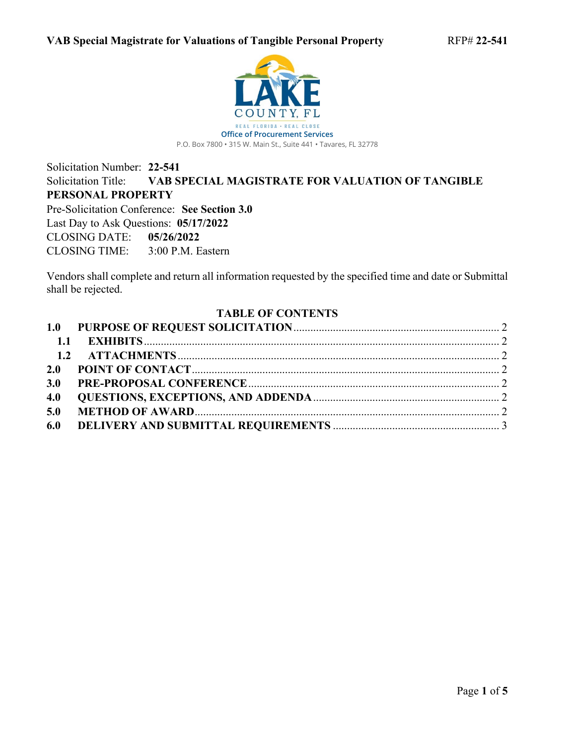LAKE COUNTY, FL

REAL FLORIDA · REAL CLOSE

Office of Procurement Services

P.O. Box 7800 • 315 W. Main St., Suite 441 • Tavares, FL 32778

Solicitation Number: **22-541**

Solicitation Title: **VAB SPECIAL MAGISTRATE FOR VALUATION OF TANGIBLE PERSONAL PROPERTY**

Pre-Solicitation Conference: **See Section 3.0**

Last Day to Ask Questions: **05/17/2022**

CLOSING DATE: **05/26/2022**

CLOSING TIME: 3:00 P.M. Eastern

Vendors shall complete and return all information requested by the specified time and date or Submittal shall be rejected.

## TABLE OF CONTENTS

**1.0 PURPOSE OF REQUEST SOLICITATION** .......... 2

**1.1 EXHIBITS** .......... 2

**1.2 ATTACHMENTS** .......... 2

**2.0 POINT OF CONTACT** .......... 2

**3.0 PRE-PROPOSAL CONFERENCE** .......... 2

**4.0 QUESTIONS, EXCEPTIONS, AND ADDENDA** .......... 2

**5.0 METHOD OF AWARD** .......... 2

**6.0 DELIVERY AND SUBMITTAL REQUIREMENTS** .......... 3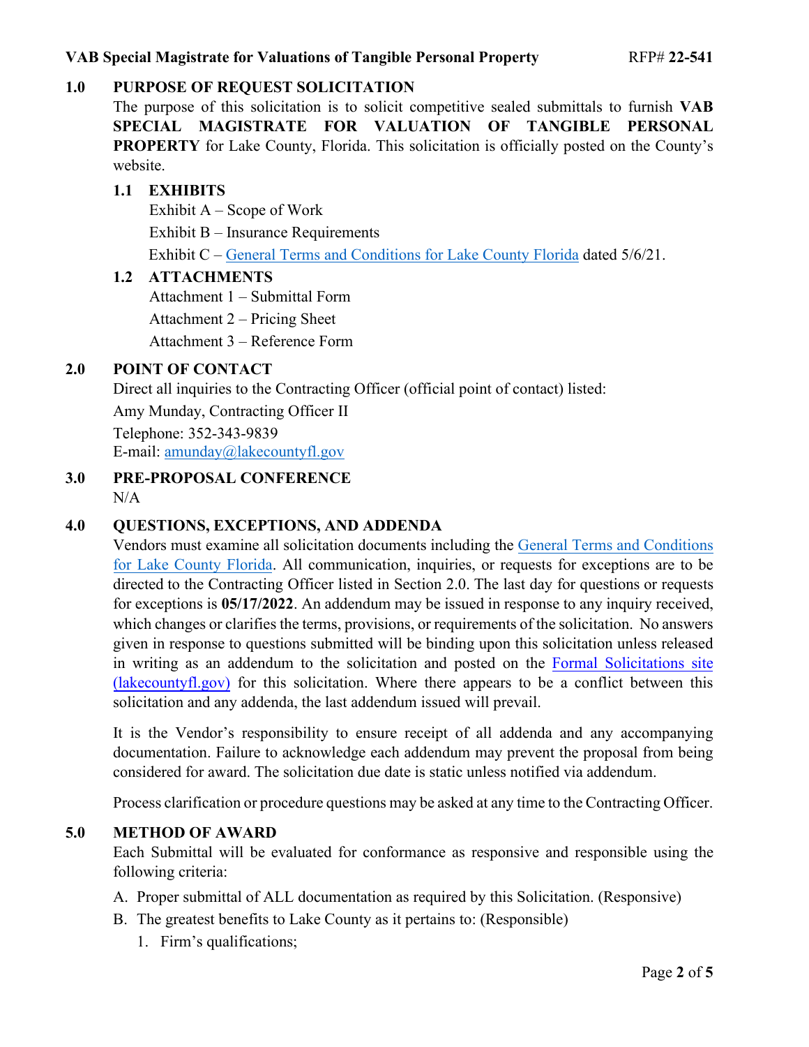## 1.0 PURPOSE OF REQUEST SOLICITATION

The purpose of this solicitation is to solicit competitive sealed submittals to furnish **VAB SPECIAL MAGISTRATE FOR VALUATION OF TANGIBLE PERSONAL PROPERTY** for Lake County, Florida. This solicitation is officially posted on the County's website.

### 1.1 EXHIBITS

Exhibit A – Scope of Work

Exhibit B – Insurance Requirements

Exhibit C – General Terms and Conditions for Lake County Florida dated 5/6/21.

### 1.2 ATTACHMENTS

Attachment 1 – Submittal Form

Attachment 2 – Pricing Sheet

Attachment 3 – Reference Form

## 2.0 POINT OF CONTACT

Direct all inquiries to the Contracting Officer (official point of contact) listed:

Amy Munday, Contracting Officer II

Telephone: 352-343-9839

E-mail: amunday@lakecountyfl.gov

## 3.0 PRE-PROPOSAL CONFERENCE

N/A

## 4.0 QUESTIONS, EXCEPTIONS, AND ADDENDA

Vendors must examine all solicitation documents including the General Terms and Conditions for Lake County Florida. All communication, inquiries, or requests for exceptions are to be directed to the Contracting Officer listed in Section 2.0. The last day for questions or requests for exceptions is **05/17/2022**. An addendum may be issued in response to any inquiry received, which changes or clarifies the terms, provisions, or requirements of the solicitation. No answers given in response to questions submitted will be binding upon this solicitation unless released in writing as an addendum to the solicitation and posted on the Formal Solicitations site (lakecountyfl.gov) for this solicitation. Where there appears to be a conflict between this solicitation and any addenda, the last addendum issued will prevail.

It is the Vendor's responsibility to ensure receipt of all addenda and any accompanying documentation. Failure to acknowledge each addendum may prevent the proposal from being considered for award. The solicitation due date is static unless notified via addendum.

Process clarification or procedure questions may be asked at any time to the Contracting Officer.

## 5.0 METHOD OF AWARD

Each Submittal will be evaluated for conformance as responsive and responsible using the following criteria:

A. Proper submittal of ALL documentation as required by this Solicitation. (Responsive)

B. The greatest benefits to Lake County as it pertains to: (Responsible)

1. Firm's qualifications;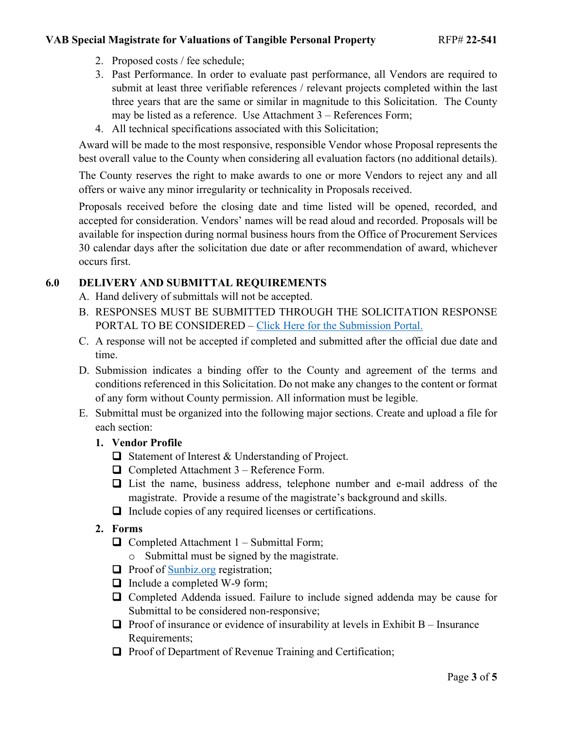2. Proposed costs / fee schedule;
3. Past Performance. In order to evaluate past performance, all Vendors are required to submit at least three verifiable references / relevant projects completed within the last three years that are the same or similar in magnitude to this Solicitation. The County may be listed as a reference. Use Attachment 3 – References Form;
4. All technical specifications associated with this Solicitation;

Award will be made to the most responsive, responsible Vendor whose Proposal represents the best overall value to the County when considering all evaluation factors (no additional details).

The County reserves the right to make awards to one or more Vendors to reject any and all offers or waive any minor irregularity or technicality in Proposals received.

Proposals received before the closing date and time listed will be opened, recorded, and accepted for consideration. Vendors' names will be read aloud and recorded. Proposals will be available for inspection during normal business hours from the Office of Procurement Services 30 calendar days after the solicitation due date or after recommendation of award, whichever occurs first.

## 6.0 DELIVERY AND SUBMITTAL REQUIREMENTS

A. Hand delivery of submittals will not be accepted.

B. RESPONSES MUST BE SUBMITTED THROUGH THE SOLICITATION RESPONSE PORTAL TO BE CONSIDERED – Click Here for the Submission Portal.

C. A response will not be accepted if completed and submitted after the official due date and time.

D. Submission indicates a binding offer to the County and agreement of the terms and conditions referenced in this Solicitation. Do not make any changes to the content or format of any form without County permission. All information must be legible.

E. Submittal must be organized into the following major sections. Create and upload a file for each section:

**1. Vendor Profile**

- [ ] Statement of Interest & Understanding of Project.
- [ ] Completed Attachment 3 – Reference Form.
- [ ] List the name, business address, telephone number and e-mail address of the magistrate. Provide a resume of the magistrate's background and skills.
- [ ] Include copies of any required licenses or certifications.

**2. Forms**

- [ ] Completed Attachment 1 – Submittal Form;
  - Submittal must be signed by the magistrate.
- [ ] Proof of Sunbiz.org registration;
- [ ] Include a completed W-9 form;
- [ ] Completed Addenda issued. Failure to include signed addenda may be cause for Submittal to be considered non-responsive;
- [ ] Proof of insurance or evidence of insurability at levels in Exhibit B – Insurance Requirements;
- [ ] Proof of Department of Revenue Training and Certification;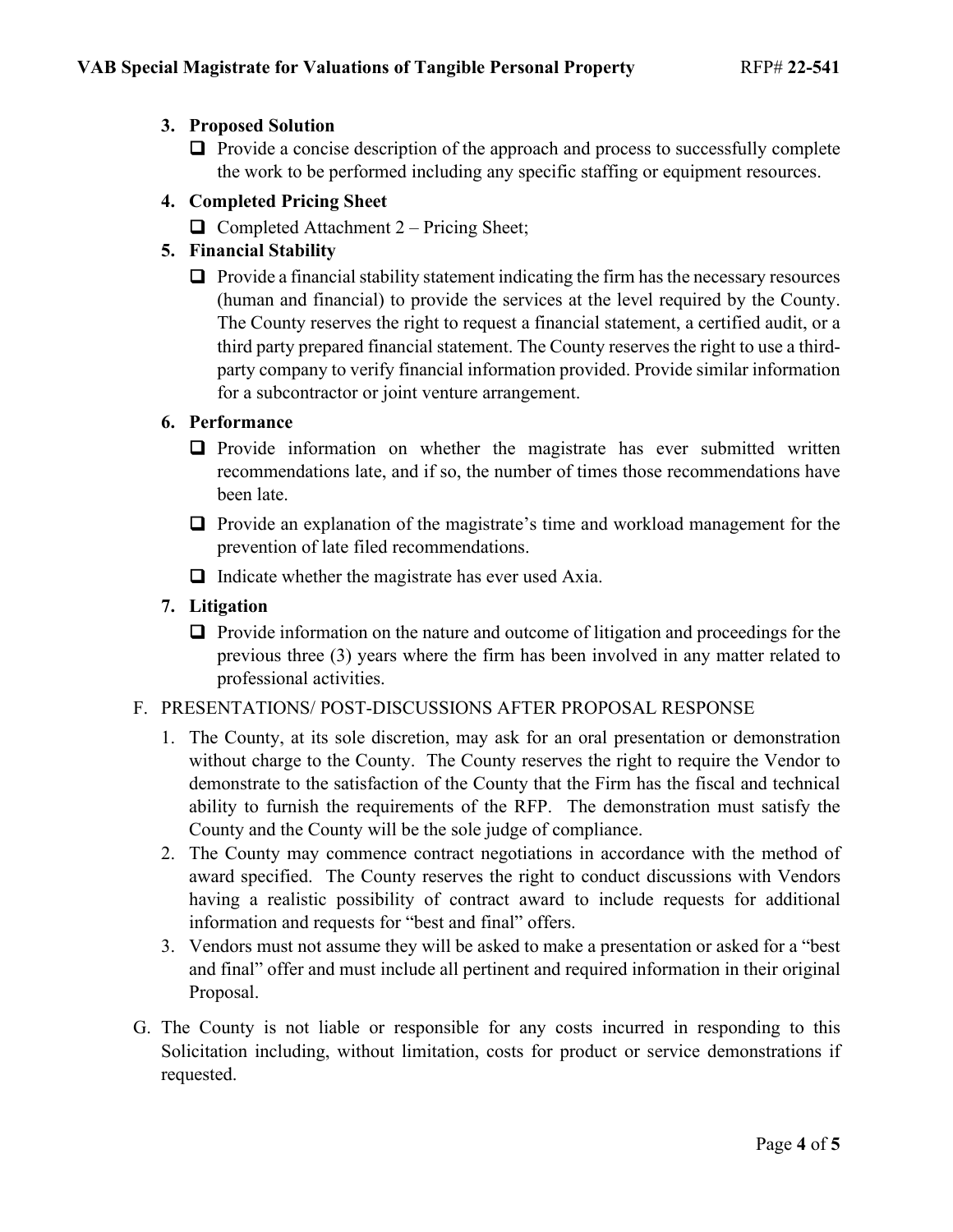3. **Proposed Solution**
   - ☐ Provide a concise description of the approach and process to successfully complete the work to be performed including any specific staffing or equipment resources.
4. **Completed Pricing Sheet**
   - ☐ Completed Attachment 2 – Pricing Sheet;
5. **Financial Stability**
   - ☐ Provide a financial stability statement indicating the firm has the necessary resources (human and financial) to provide the services at the level required by the County. The County reserves the right to request a financial statement, a certified audit, or a third party prepared financial statement. The County reserves the right to use a third-party company to verify financial information provided. Provide similar information for a subcontractor or joint venture arrangement.
6. **Performance**
   - ☐ Provide information on whether the magistrate has ever submitted written recommendations late, and if so, the number of times those recommendations have been late.
   - ☐ Provide an explanation of the magistrate's time and workload management for the prevention of late filed recommendations.
   - ☐ Indicate whether the magistrate has ever used Axia.
7. **Litigation**
   - ☐ Provide information on the nature and outcome of litigation and proceedings for the previous three (3) years where the firm has been involved in any matter related to professional activities.

F. PRESENTATIONS/ POST-DISCUSSIONS AFTER PROPOSAL RESPONSE

1. The County, at its sole discretion, may ask for an oral presentation or demonstration without charge to the County. The County reserves the right to require the Vendor to demonstrate to the satisfaction of the County that the Firm has the fiscal and technical ability to furnish the requirements of the RFP. The demonstration must satisfy the County and the County will be the sole judge of compliance.
2. The County may commence contract negotiations in accordance with the method of award specified. The County reserves the right to conduct discussions with Vendors having a realistic possibility of contract award to include requests for additional information and requests for "best and final" offers.
3. Vendors must not assume they will be asked to make a presentation or asked for a "best and final" offer and must include all pertinent and required information in their original Proposal.

G. The County is not liable or responsible for any costs incurred in responding to this Solicitation including, without limitation, costs for product or service demonstrations if requested.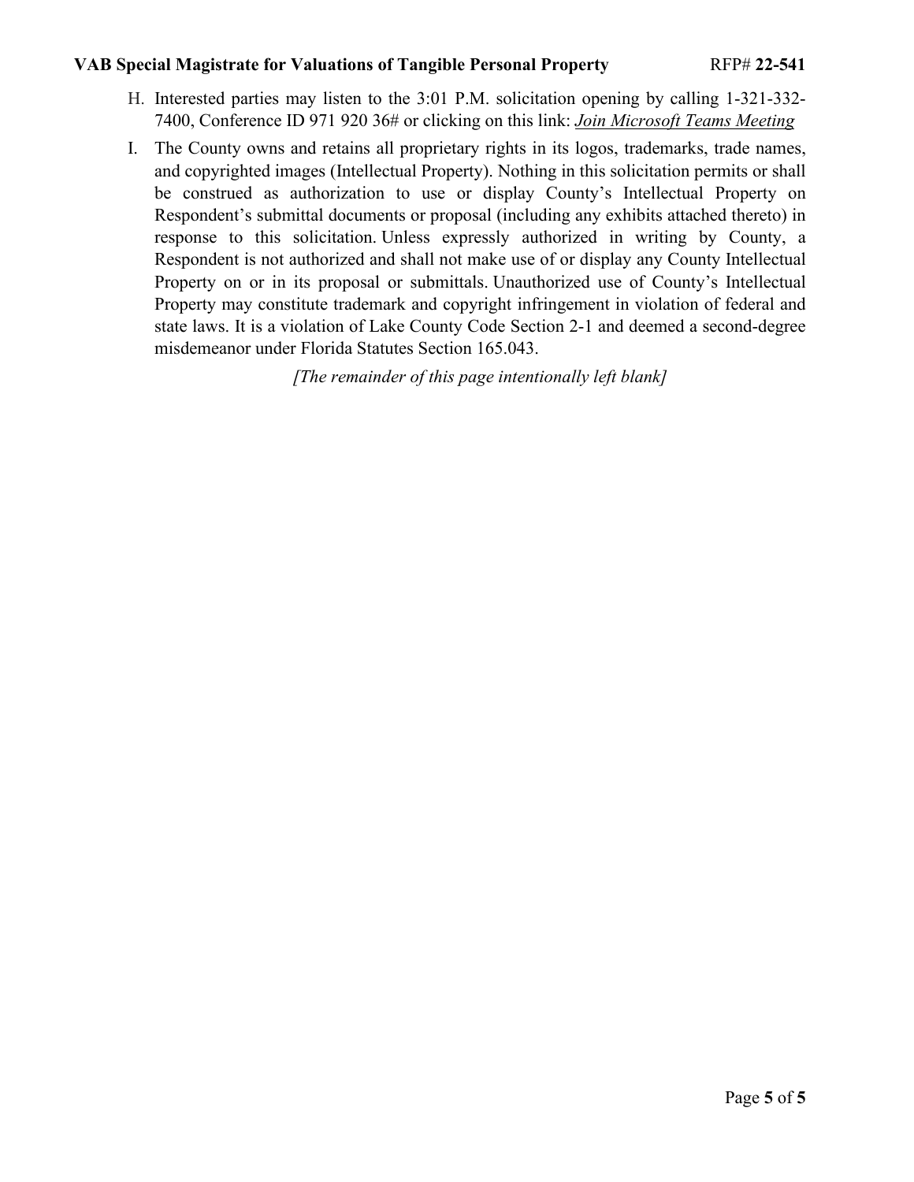H. Interested parties may listen to the 3:01 P.M. solicitation opening by calling 1-321-332-7400, Conference ID 971 920 36# or clicking on this link: *Join Microsoft Teams Meeting*

I. The County owns and retains all proprietary rights in its logos, trademarks, trade names, and copyrighted images (Intellectual Property). Nothing in this solicitation permits or shall be construed as authorization to use or display County's Intellectual Property on Respondent's submittal documents or proposal (including any exhibits attached thereto) in response to this solicitation. Unless expressly authorized in writing by County, a Respondent is not authorized and shall not make use of or display any County Intellectual Property on or in its proposal or submittals. Unauthorized use of County's Intellectual Property may constitute trademark and copyright infringement in violation of federal and state laws. It is a violation of Lake County Code Section 2-1 and deemed a second-degree misdemeanor under Florida Statutes Section 165.043.

*[The remainder of this page intentionally left blank]*